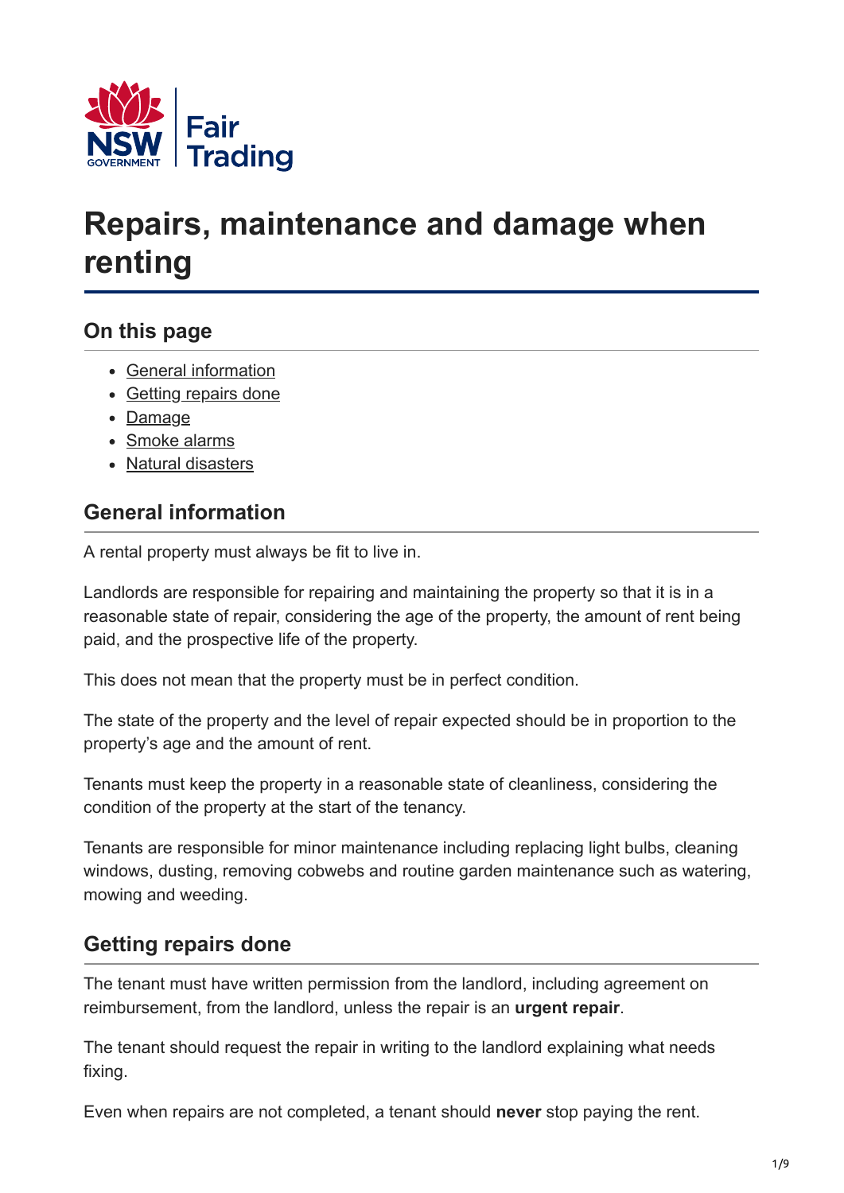# Repairs, maintenance and damage when renting

## On this page

- General information
- Getting repairs done
- Damage
- Smoke alarms
- Natural disasters

## General information

A rental property must always be fit to live in.

Landlords are responsible for repairing and maintaining the property so that it is in a reasonable state of repair, considering the age of the property, the amount of rent being paid, and the prospective life of the property.

This does not mean that the property must be in perfect condition.

The state of the property and the level of repair expected should be in proportion to the property's age and the amount of rent.

Tenants must keep the property in a reasonable state of cleanliness, considering the condition of the property at the start of the tenancy.

Tenants are responsible for minor maintenance including replacing light bulbs, cleaning windows, dusting, removing cobwebs and routine garden maintenance such as watering, mowing and weeding.

## Getting repairs done

The tenant must have written permission from the landlord, including agreement on reimbursement, from the landlord, unless the repair is an **urgent repair**.

The tenant should request the repair in writing to the landlord explaining what needs fixing.

Even when repairs are not completed, a tenant should **never** stop paying the rent.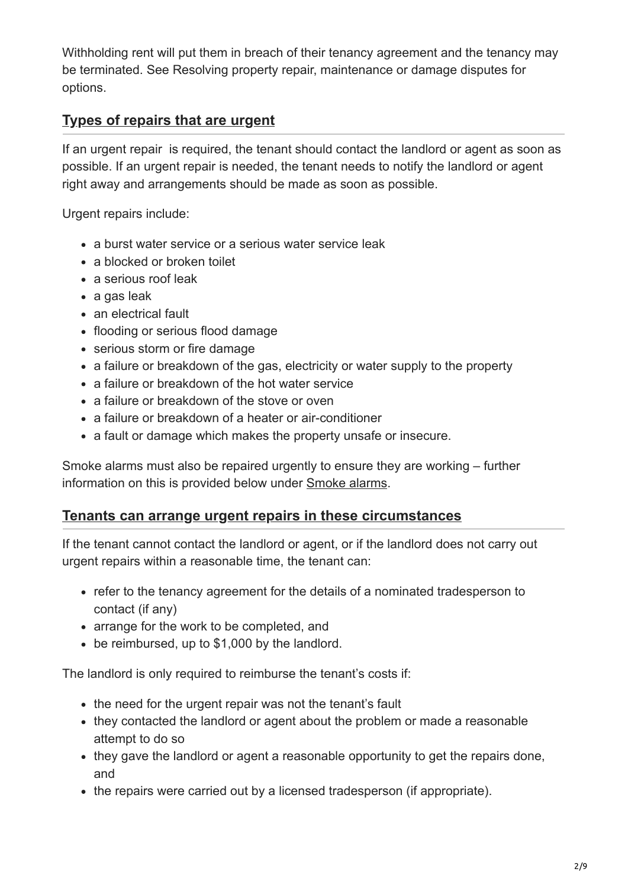Withholding rent will put them in breach of their tenancy agreement and the tenancy may be terminated. See Resolving property repair, maintenance or damage disputes for options.

## Types of repairs that are urgent

If an urgent repair  is required, the tenant should contact the landlord or agent as soon as possible. If an urgent repair is needed, the tenant needs to notify the landlord or agent right away and arrangements should be made as soon as possible.

Urgent repairs include:

- a burst water service or a serious water service leak
- a blocked or broken toilet
- a serious roof leak
- a gas leak
- an electrical fault
- flooding or serious flood damage
- serious storm or fire damage
- a failure or breakdown of the gas, electricity or water supply to the property
- a failure or breakdown of the hot water service
- a failure or breakdown of the stove or oven
- a failure or breakdown of a heater or air-conditioner
- a fault or damage which makes the property unsafe or insecure.

Smoke alarms must also be repaired urgently to ensure they are working – further information on this is provided below under Smoke alarms.

## Tenants can arrange urgent repairs in these circumstances

If the tenant cannot contact the landlord or agent, or if the landlord does not carry out urgent repairs within a reasonable time, the tenant can:

- refer to the tenancy agreement for the details of a nominated tradesperson to contact (if any)
- arrange for the work to be completed, and
- be reimbursed, up to $1,000 by the landlord.

The landlord is only required to reimburse the tenant's costs if:

- the need for the urgent repair was not the tenant's fault
- they contacted the landlord or agent about the problem or made a reasonable attempt to do so
- they gave the landlord or agent a reasonable opportunity to get the repairs done, and
- the repairs were carried out by a licensed tradesperson (if appropriate).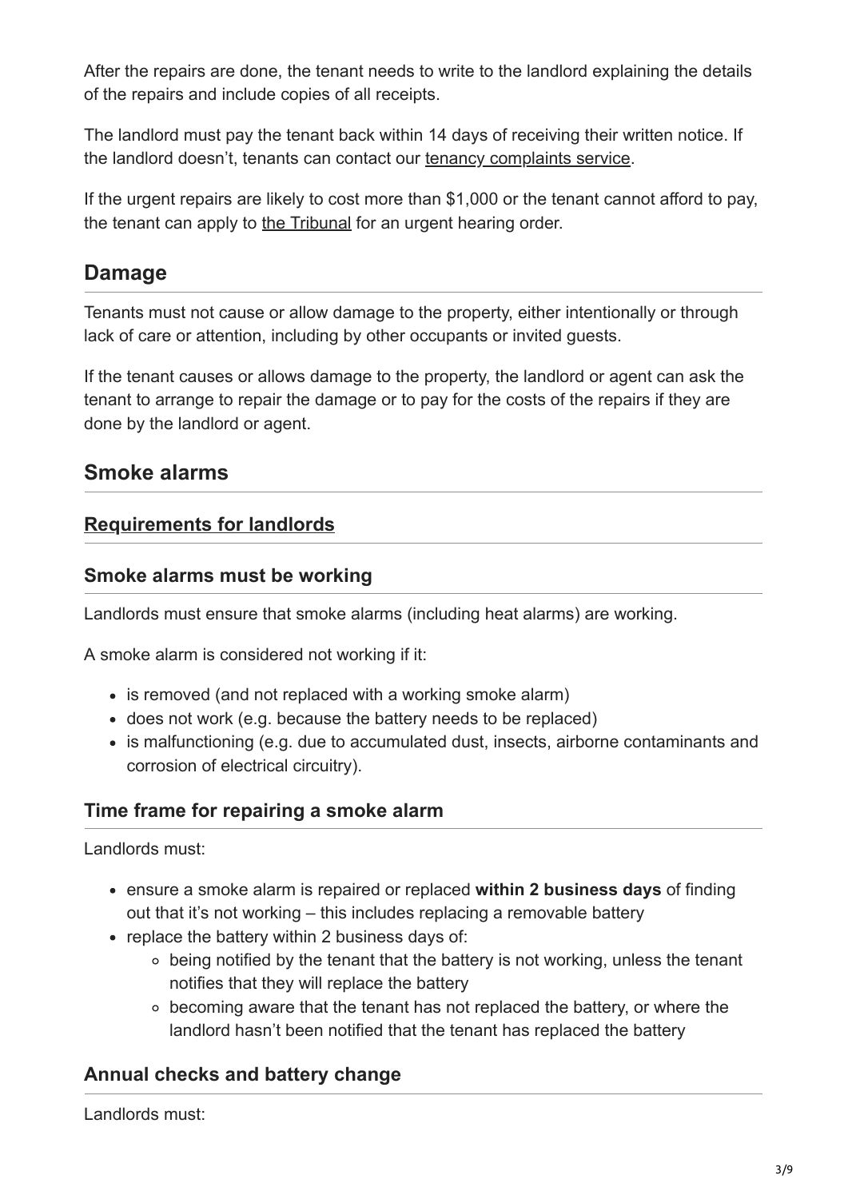After the repairs are done, the tenant needs to write to the landlord explaining the details of the repairs and include copies of all receipts.

The landlord must pay the tenant back within 14 days of receiving their written notice. If the landlord doesn't, tenants can contact our tenancy complaints service.

If the urgent repairs are likely to cost more than $1,000 or the tenant cannot afford to pay, the tenant can apply to the Tribunal for an urgent hearing order.

## Damage

Tenants must not cause or allow damage to the property, either intentionally or through lack of care or attention, including by other occupants or invited guests.

If the tenant causes or allows damage to the property, the landlord or agent can ask the tenant to arrange to repair the damage or to pay for the costs of the repairs if they are done by the landlord or agent.

## Smoke alarms

### Requirements for landlords

### Smoke alarms must be working

Landlords must ensure that smoke alarms (including heat alarms) are working.

A smoke alarm is considered not working if it:

- is removed (and not replaced with a working smoke alarm)
- does not work (e.g. because the battery needs to be replaced)
- is malfunctioning (e.g. due to accumulated dust, insects, airborne contaminants and corrosion of electrical circuitry).

### Time frame for repairing a smoke alarm

Landlords must:

- ensure a smoke alarm is repaired or replaced **within 2 business days** of finding out that it's not working – this includes replacing a removable battery
- replace the battery within 2 business days of:
  - being notified by the tenant that the battery is not working, unless the tenant notifies that they will replace the battery
  - becoming aware that the tenant has not replaced the battery, or where the landlord hasn't been notified that the tenant has replaced the battery

### Annual checks and battery change

Landlords must: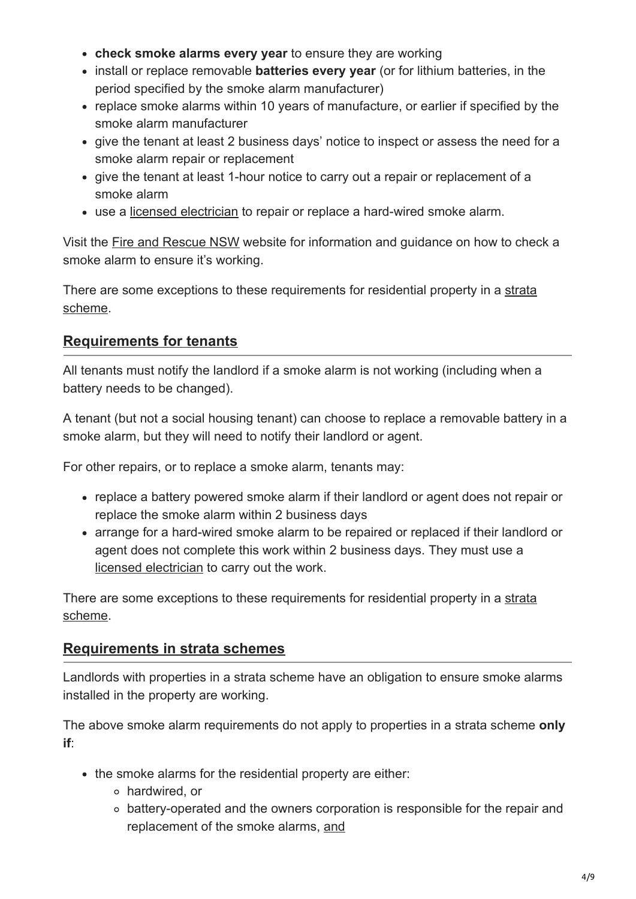- **check smoke alarms every year** to ensure they are working
- install or replace removable **batteries every year** (or for lithium batteries, in the period specified by the smoke alarm manufacturer)
- replace smoke alarms within 10 years of manufacture, or earlier if specified by the smoke alarm manufacturer
- give the tenant at least 2 business days' notice to inspect or assess the need for a smoke alarm repair or replacement
- give the tenant at least 1-hour notice to carry out a repair or replacement of a smoke alarm
- use a licensed electrician to repair or replace a hard-wired smoke alarm.

Visit the Fire and Rescue NSW website for information and guidance on how to check a smoke alarm to ensure it's working.

There are some exceptions to these requirements for residential property in a strata scheme.

## Requirements for tenants

All tenants must notify the landlord if a smoke alarm is not working (including when a battery needs to be changed).

A tenant (but not a social housing tenant) can choose to replace a removable battery in a smoke alarm, but they will need to notify their landlord or agent.

For other repairs, or to replace a smoke alarm, tenants may:

- replace a battery powered smoke alarm if their landlord or agent does not repair or replace the smoke alarm within 2 business days
- arrange for a hard-wired smoke alarm to be repaired or replaced if their landlord or agent does not complete this work within 2 business days. They must use a licensed electrician to carry out the work.

There are some exceptions to these requirements for residential property in a strata scheme.

## Requirements in strata schemes

Landlords with properties in a strata scheme have an obligation to ensure smoke alarms installed in the property are working.

The above smoke alarm requirements do not apply to properties in a strata scheme **only if**:

- the smoke alarms for the residential property are either:
  - hardwired, or
  - battery-operated and the owners corporation is responsible for the repair and replacement of the smoke alarms, and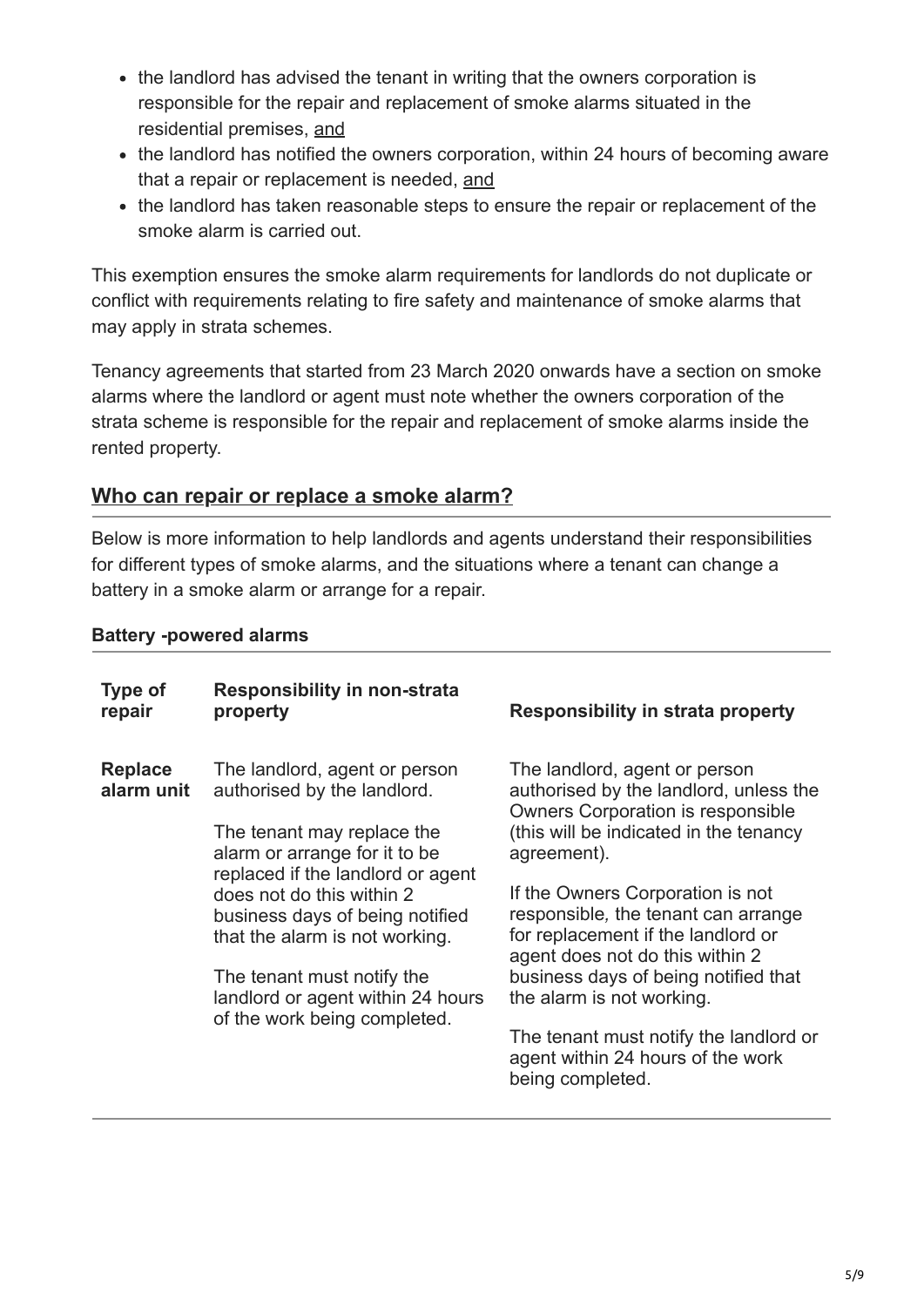- the landlord has advised the tenant in writing that the owners corporation is responsible for the repair and replacement of smoke alarms situated in the residential premises, and
- the landlord has notified the owners corporation, within 24 hours of becoming aware that a repair or replacement is needed, and
- the landlord has taken reasonable steps to ensure the repair or replacement of the smoke alarm is carried out.

This exemption ensures the smoke alarm requirements for landlords do not duplicate or conflict with requirements relating to fire safety and maintenance of smoke alarms that may apply in strata schemes.

Tenancy agreements that started from 23 March 2020 onwards have a section on smoke alarms where the landlord or agent must note whether the owners corporation of the strata scheme is responsible for the repair and replacement of smoke alarms inside the rented property.

## Who can repair or replace a smoke alarm?

Below is more information to help landlords and agents understand their responsibilities for different types of smoke alarms, and the situations where a tenant can change a battery in a smoke alarm or arrange for a repair.

**Battery -powered alarms**

| Type of repair | Responsibility in non-strata property | Responsibility in strata property |
| --- | --- | --- |
| **Replace alarm unit** | The landlord, agent or person authorised by the landlord.<br><br>The tenant may replace the alarm or arrange for it to be replaced if the landlord or agent does not do this within 2 business days of being notified that the alarm is not working.<br><br>The tenant must notify the landlord or agent within 24 hours of the work being completed. | The landlord, agent or person authorised by the landlord, unless the Owners Corporation is responsible (this will be indicated in the tenancy agreement).<br><br>If the Owners Corporation is not responsible, the tenant can arrange for replacement if the landlord or agent does not do this within 2 business days of being notified that the alarm is not working.<br><br>The tenant must notify the landlord or agent within 24 hours of the work being completed. |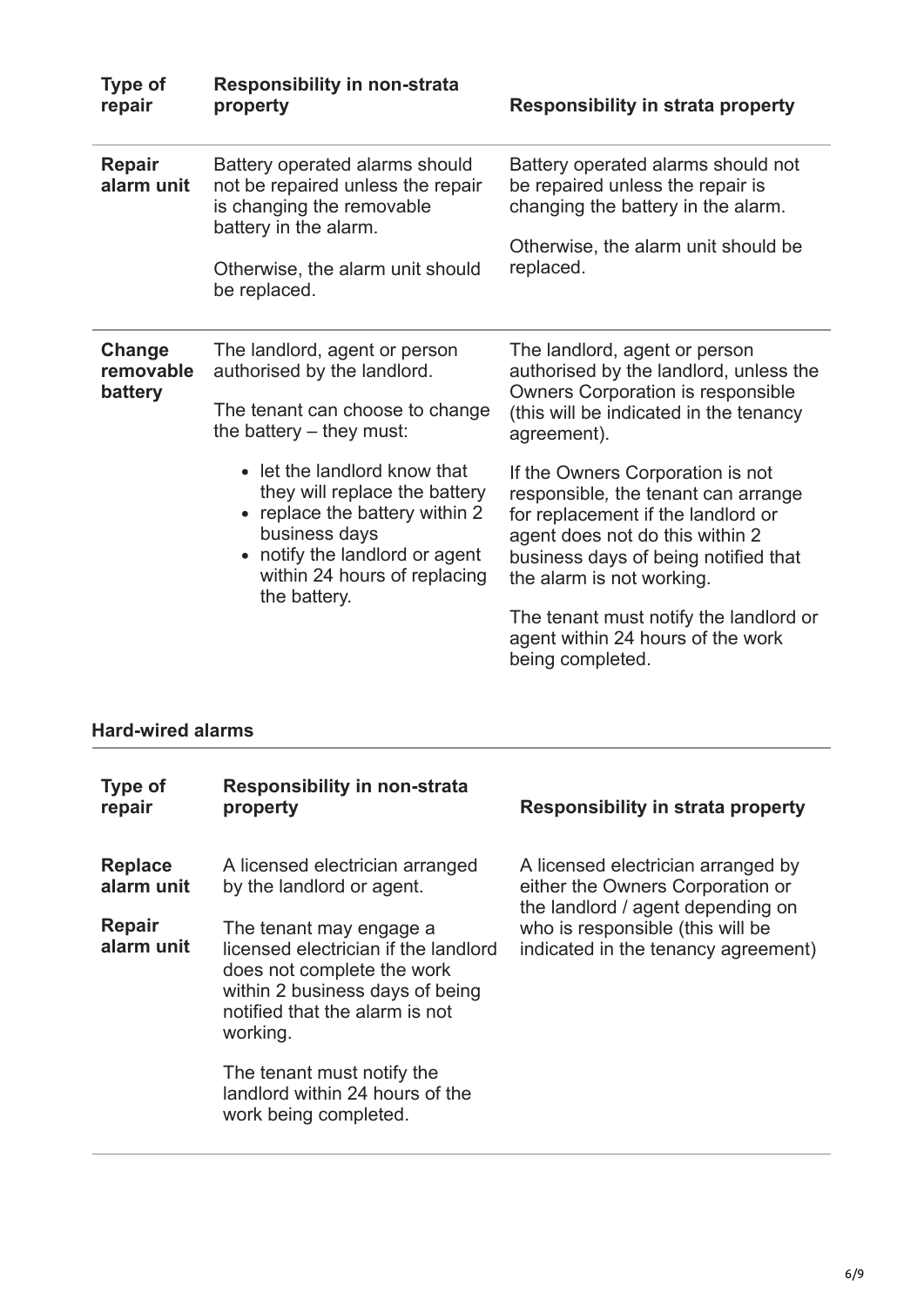| Type of repair | Responsibility in non-strata property | Responsibility in strata property |
|---|---|---|
| **Repair alarm unit** | Battery operated alarms should not be repaired unless the repair is changing the removable battery in the alarm.<br><br>Otherwise, the alarm unit should be replaced. | Battery operated alarms should not be repaired unless the repair is changing the battery in the alarm.<br><br>Otherwise, the alarm unit should be replaced. |
| **Change removable battery** | The landlord, agent or person authorised by the landlord.<br><br>The tenant can choose to change the battery – they must:<br>• let the landlord know that they will replace the battery<br>• replace the battery within 2 business days<br>• notify the landlord or agent within 24 hours of replacing the battery. | The landlord, agent or person authorised by the landlord, unless the Owners Corporation is responsible (this will be indicated in the tenancy agreement).<br><br>If the Owners Corporation is not responsible, the tenant can arrange for replacement if the landlord or agent does not do this within 2 business days of being notified that the alarm is not working.<br><br>The tenant must notify the landlord or agent within 24 hours of the work being completed. |

### Hard-wired alarms

| Type of repair | Responsibility in non-strata property | Responsibility in strata property |
|---|---|---|
| **Replace alarm unit**<br><br>**Repair alarm unit** | A licensed electrician arranged by the landlord or agent.<br><br>The tenant may engage a licensed electrician if the landlord does not complete the work within 2 business days of being notified that the alarm is not working.<br><br>The tenant must notify the landlord within 24 hours of the work being completed. | A licensed electrician arranged by either the Owners Corporation or the landlord / agent depending on who is responsible (this will be indicated in the tenancy agreement) |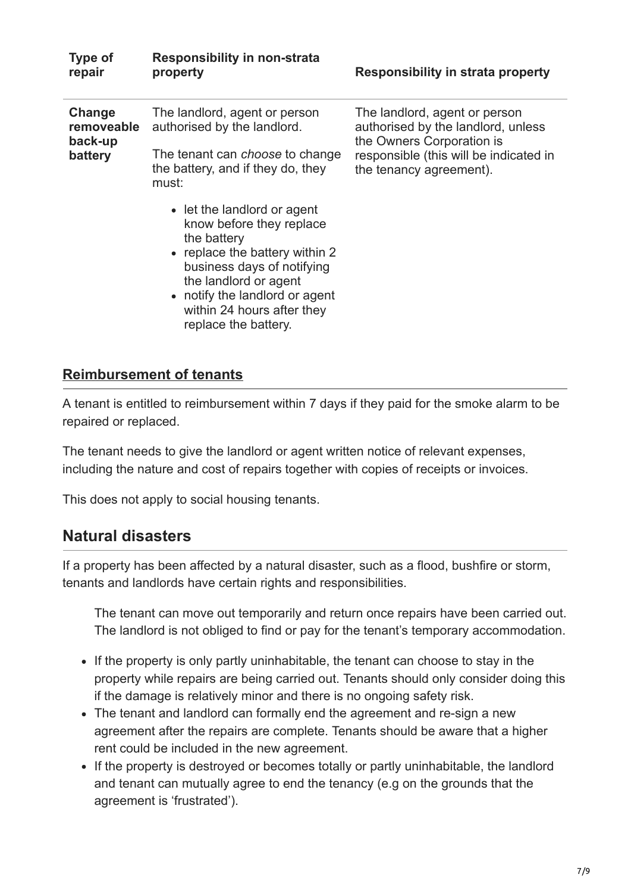| Type of repair | Responsibility in non-strata property | Responsibility in strata property |
| --- | --- | --- |
| **Change removeable back-up battery** | The landlord, agent or person authorised by the landlord.<br><br>The tenant can *choose* to change the battery, and if they do, they must:<br><br>• let the landlord or agent know before they replace the battery<br>• replace the battery within 2 business days of notifying the landlord or agent<br>• notify the landlord or agent within 24 hours after they replace the battery. | The landlord, agent or person authorised by the landlord, unless the Owners Corporation is responsible (this will be indicated in the tenancy agreement). |

### Reimbursement of tenants

A tenant is entitled to reimbursement within 7 days if they paid for the smoke alarm to be repaired or replaced.

The tenant needs to give the landlord or agent written notice of relevant expenses, including the nature and cost of repairs together with copies of receipts or invoices.

This does not apply to social housing tenants.

## Natural disasters

If a property has been affected by a natural disaster, such as a flood, bushfire or storm, tenants and landlords have certain rights and responsibilities.

The tenant can move out temporarily and return once repairs have been carried out. The landlord is not obliged to find or pay for the tenant's temporary accommodation.

- If the property is only partly uninhabitable, the tenant can choose to stay in the property while repairs are being carried out. Tenants should only consider doing this if the damage is relatively minor and there is no ongoing safety risk.
- The tenant and landlord can formally end the agreement and re-sign a new agreement after the repairs are complete. Tenants should be aware that a higher rent could be included in the new agreement.
- If the property is destroyed or becomes totally or partly uninhabitable, the landlord and tenant can mutually agree to end the tenancy (e.g on the grounds that the agreement is 'frustrated').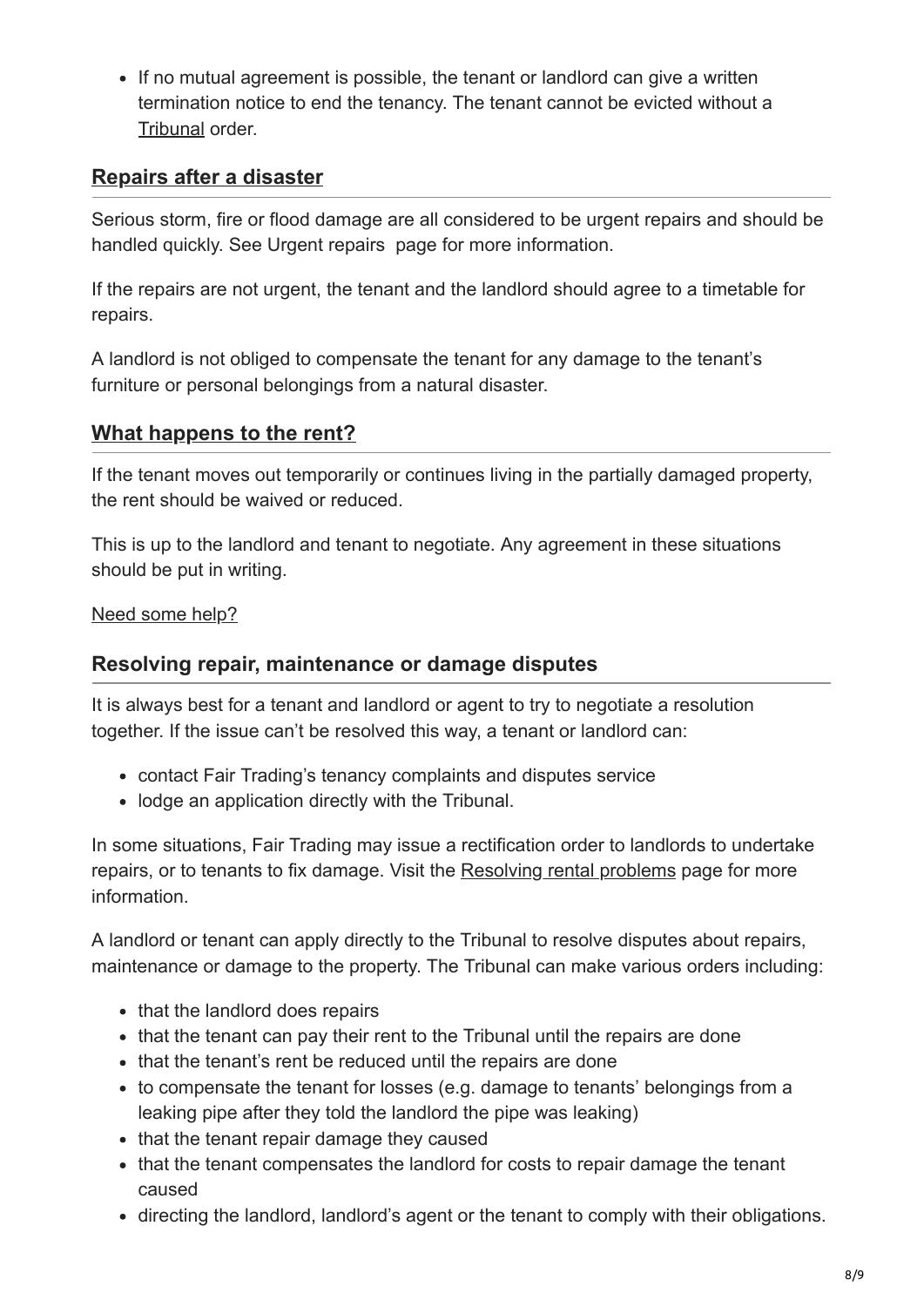- If no mutual agreement is possible, the tenant or landlord can give a written termination notice to end the tenancy. The tenant cannot be evicted without a Tribunal order.

## Repairs after a disaster

Serious storm, fire or flood damage are all considered to be urgent repairs and should be handled quickly. See Urgent repairs page for more information.

If the repairs are not urgent, the tenant and the landlord should agree to a timetable for repairs.

A landlord is not obliged to compensate the tenant for any damage to the tenant's furniture or personal belongings from a natural disaster.

## What happens to the rent?

If the tenant moves out temporarily or continues living in the partially damaged property, the rent should be waived or reduced.

This is up to the landlord and tenant to negotiate. Any agreement in these situations should be put in writing.

Need some help?

## Resolving repair, maintenance or damage disputes

It is always best for a tenant and landlord or agent to try to negotiate a resolution together. If the issue can't be resolved this way, a tenant or landlord can:

- contact Fair Trading's tenancy complaints and disputes service
- lodge an application directly with the Tribunal.

In some situations, Fair Trading may issue a rectification order to landlords to undertake repairs, or to tenants to fix damage. Visit the Resolving rental problems page for more information.

A landlord or tenant can apply directly to the Tribunal to resolve disputes about repairs, maintenance or damage to the property. The Tribunal can make various orders including:

- that the landlord does repairs
- that the tenant can pay their rent to the Tribunal until the repairs are done
- that the tenant's rent be reduced until the repairs are done
- to compensate the tenant for losses (e.g. damage to tenants' belongings from a leaking pipe after they told the landlord the pipe was leaking)
- that the tenant repair damage they caused
- that the tenant compensates the landlord for costs to repair damage the tenant caused
- directing the landlord, landlord's agent or the tenant to comply with their obligations.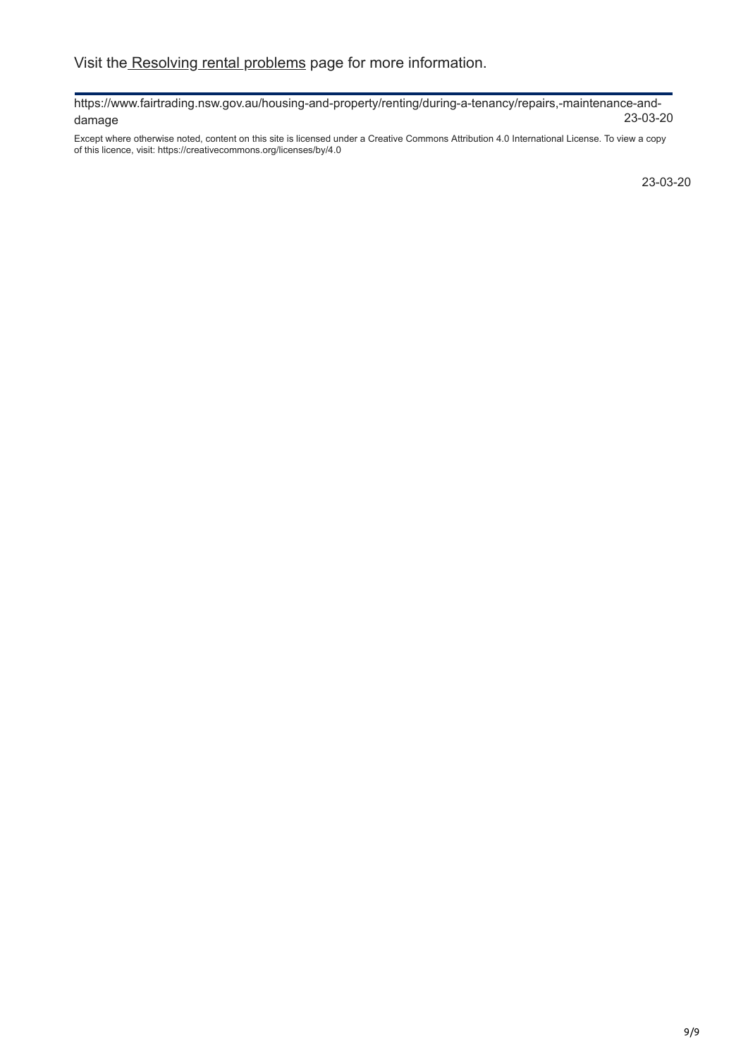Visit the Resolving rental problems page for more information.

https://www.fairtrading.nsw.gov.au/housing-and-property/renting/during-a-tenancy/repairs,-maintenance-and-damage 23-03-20

Except where otherwise noted, content on this site is licensed under a Creative Commons Attribution 4.0 International License. To view a copy of this licence, visit: https://creativecommons.org/licenses/by/4.0